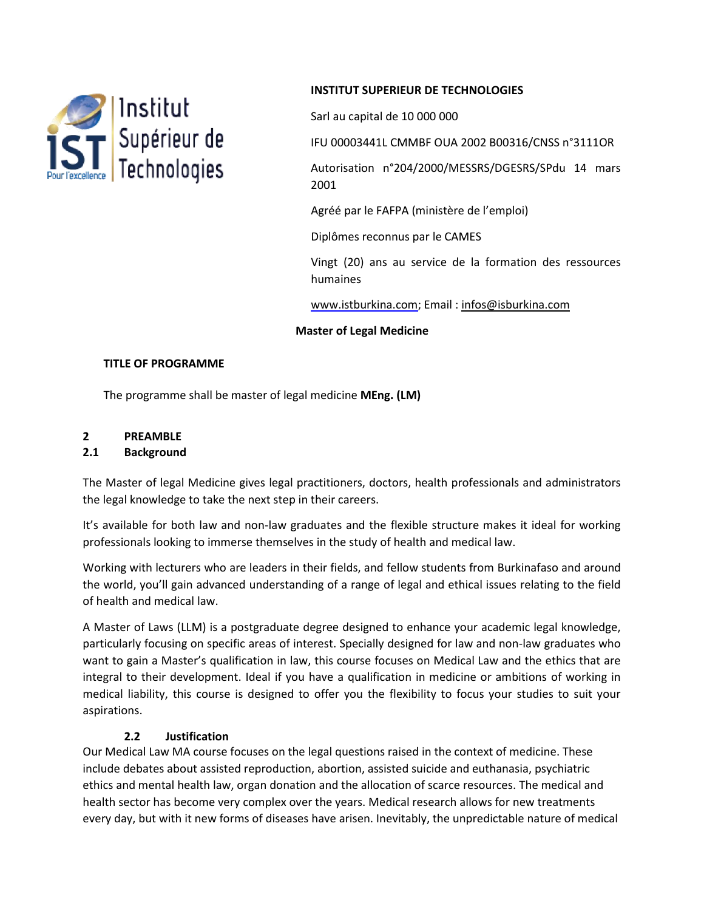Institut Supérieur de Technologies
IST Pour l'excellence

**INSTITUT SUPERIEUR DE TECHNOLOGIES**

Sarl au capital de 10 000 000

IFU 00003441L CMMBF OUA 2002 B00316/CNSS n°3111OR

Autorisation n°204/2000/MESSRS/DGESRS/SPdu 14 mars 2001

Agréé par le FAFPA (ministère de l'emploi)

Diplômes reconnus par le CAMES

Vingt (20) ans au service de la formation des ressources humaines

www.istburkina.com; Email : infos@isburkina.com

**Master of Legal Medicine**

**TITLE OF PROGRAMME**

The programme shall be master of legal medicine **MEng. (LM)**

## 2 PREAMBLE

### 2.1 Background

The Master of legal Medicine gives legal practitioners, doctors, health professionals and administrators the legal knowledge to take the next step in their careers.

It's available for both law and non-law graduates and the flexible structure makes it ideal for working professionals looking to immerse themselves in the study of health and medical law.

Working with lecturers who are leaders in their fields, and fellow students from Burkinafaso and around the world, you'll gain advanced understanding of a range of legal and ethical issues relating to the field of health and medical law.

A Master of Laws (LLM) is a postgraduate degree designed to enhance your academic legal knowledge, particularly focusing on specific areas of interest. Specially designed for law and non-law graduates who want to gain a Master's qualification in law, this course focuses on Medical Law and the ethics that are integral to their development. Ideal if you have a qualification in medicine or ambitions of working in medical liability, this course is designed to offer you the flexibility to focus your studies to suit your aspirations.

### 2.2 Justification

Our Medical Law MA course focuses on the legal questions raised in the context of medicine. These include debates about assisted reproduction, abortion, assisted suicide and euthanasia, psychiatric ethics and mental health law, organ donation and the allocation of scarce resources. The medical and health sector has become very complex over the years. Medical research allows for new treatments every day, but with it new forms of diseases have arisen. Inevitably, the unpredictable nature of medical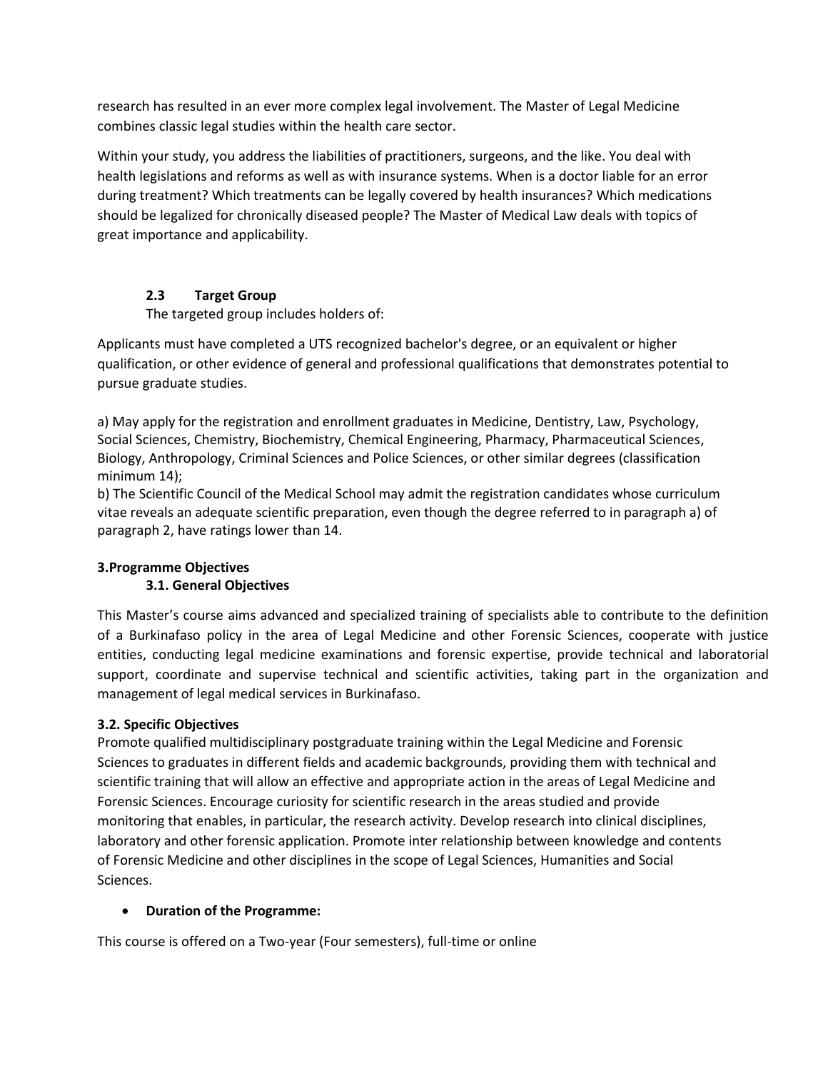research has resulted in an ever more complex legal involvement. The Master of Legal Medicine combines classic legal studies within the health care sector.

Within your study, you address the liabilities of practitioners, surgeons, and the like. You deal with health legislations and reforms as well as with insurance systems. When is a doctor liable for an error during treatment? Which treatments can be legally covered by health insurances? Which medications should be legalized for chronically diseased people? The Master of Medical Law deals with topics of great importance and applicability.

### 2.3 Target Group

The targeted group includes holders of:

Applicants must have completed a UTS recognized bachelor's degree, or an equivalent or higher qualification, or other evidence of general and professional qualifications that demonstrates potential to pursue graduate studies.

a) May apply for the registration and enrollment graduates in Medicine, Dentistry, Law, Psychology, Social Sciences, Chemistry, Biochemistry, Chemical Engineering, Pharmacy, Pharmaceutical Sciences, Biology, Anthropology, Criminal Sciences and Police Sciences, or other similar degrees (classification minimum 14);
b) The Scientific Council of the Medical School may admit the registration candidates whose curriculum vitae reveals an adequate scientific preparation, even though the degree referred to in paragraph a) of paragraph 2, have ratings lower than 14.

## 3.Programme Objectives

### 3.1. General Objectives

This Master's course aims advanced and specialized training of specialists able to contribute to the definition of a Burkinafaso policy in the area of Legal Medicine and other Forensic Sciences, cooperate with justice entities, conducting legal medicine examinations and forensic expertise, provide technical and laboratorial support, coordinate and supervise technical and scientific activities, taking part in the organization and management of legal medical services in Burkinafaso.

### 3.2. Specific Objectives

Promote qualified multidisciplinary postgraduate training within the Legal Medicine and Forensic Sciences to graduates in different fields and academic backgrounds, providing them with technical and scientific training that will allow an effective and appropriate action in the areas of Legal Medicine and Forensic Sciences. Encourage curiosity for scientific research in the areas studied and provide monitoring that enables, in particular, the research activity. Develop research into clinical disciplines, laboratory and other forensic application. Promote inter relationship between knowledge and contents of Forensic Medicine and other disciplines in the scope of Legal Sciences, Humanities and Social Sciences.

- **Duration of the Programme:**

This course is offered on a Two-year (Four semesters), full-time or online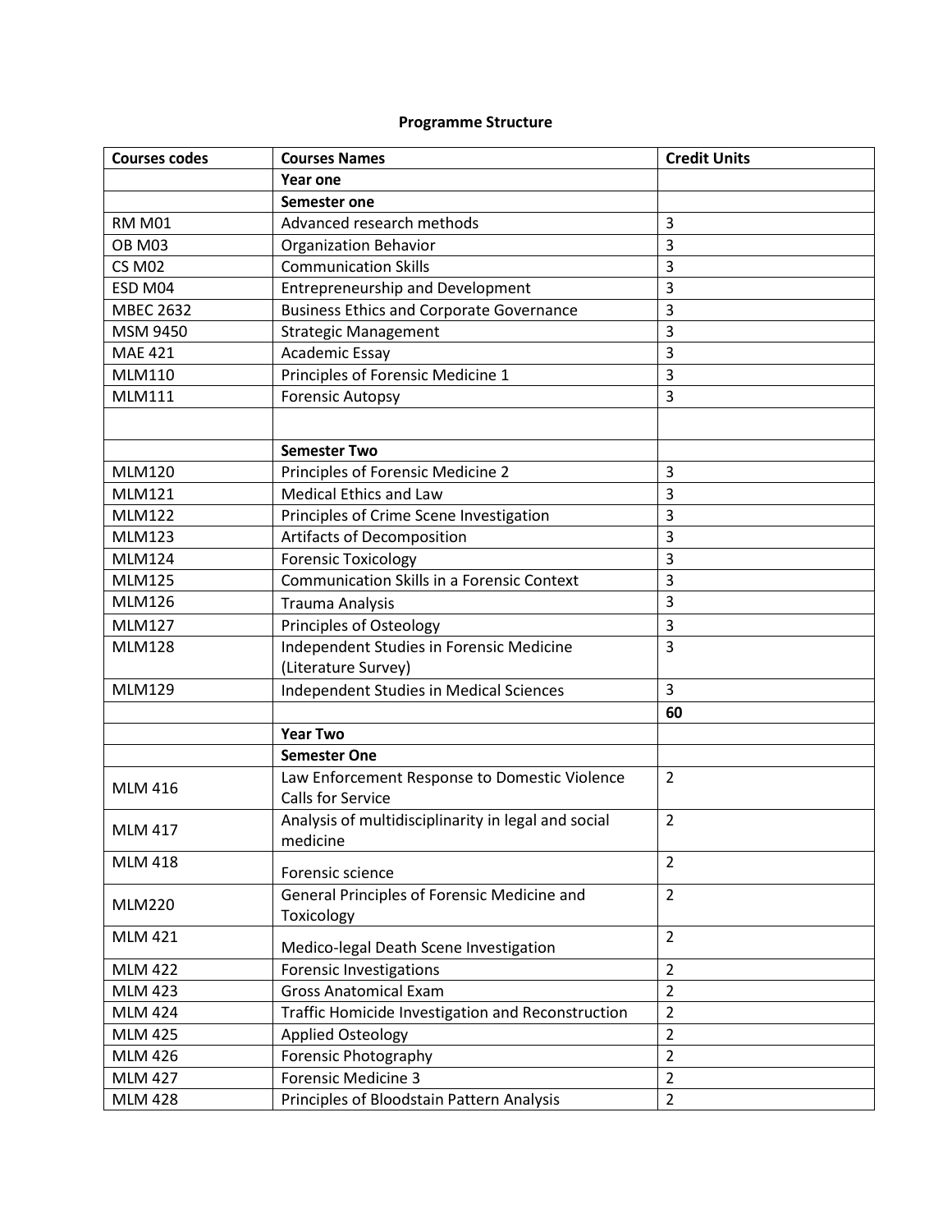**Programme Structure**

| Courses codes | Courses Names | Credit Units |
| --- | --- | --- |
| | **Year one** | |
| | **Semester one** | |
| RM M01 | Advanced research methods | 3 |
| OB M03 | Organization Behavior | 3 |
| CS M02 | Communication Skills | 3 |
| ESD M04 | Entrepreneurship and Development | 3 |
| MBEC 2632 | Business Ethics and Corporate Governance | 3 |
| MSM 9450 | Strategic Management | 3 |
| MAE 421 | Academic Essay | 3 |
| MLM110 | Principles of Forensic Medicine 1 | 3 |
| MLM111 | Forensic Autopsy | 3 |
| | | |
| | **Semester Two** | |
| MLM120 | Principles of Forensic Medicine 2 | 3 |
| MLM121 | Medical Ethics and Law | 3 |
| MLM122 | Principles of Crime Scene Investigation | 3 |
| MLM123 | Artifacts of Decomposition | 3 |
| MLM124 | Forensic Toxicology | 3 |
| MLM125 | Communication Skills in a Forensic Context | 3 |
| MLM126 | Trauma Analysis | 3 |
| MLM127 | Principles of Osteology | 3 |
| MLM128 | Independent Studies in Forensic Medicine (Literature Survey) | 3 |
| MLM129 | Independent Studies in Medical Sciences | 3 |
| | | **60** |
| | **Year Two** | |
| | **Semester One** | |
| MLM 416 | Law Enforcement Response to Domestic Violence Calls for Service | 2 |
| MLM 417 | Analysis of multidisciplinarity in legal and social medicine | 2 |
| MLM 418 | Forensic science | 2 |
| MLM220 | General Principles of Forensic Medicine and Toxicology | 2 |
| MLM 421 | Medico-legal Death Scene Investigation | 2 |
| MLM 422 | Forensic Investigations | 2 |
| MLM 423 | Gross Anatomical Exam | 2 |
| MLM 424 | Traffic Homicide Investigation and Reconstruction | 2 |
| MLM 425 | Applied Osteology | 2 |
| MLM 426 | Forensic Photography | 2 |
| MLM 427 | Forensic Medicine 3 | 2 |
| MLM 428 | Principles of Bloodstain Pattern Analysis | 2 |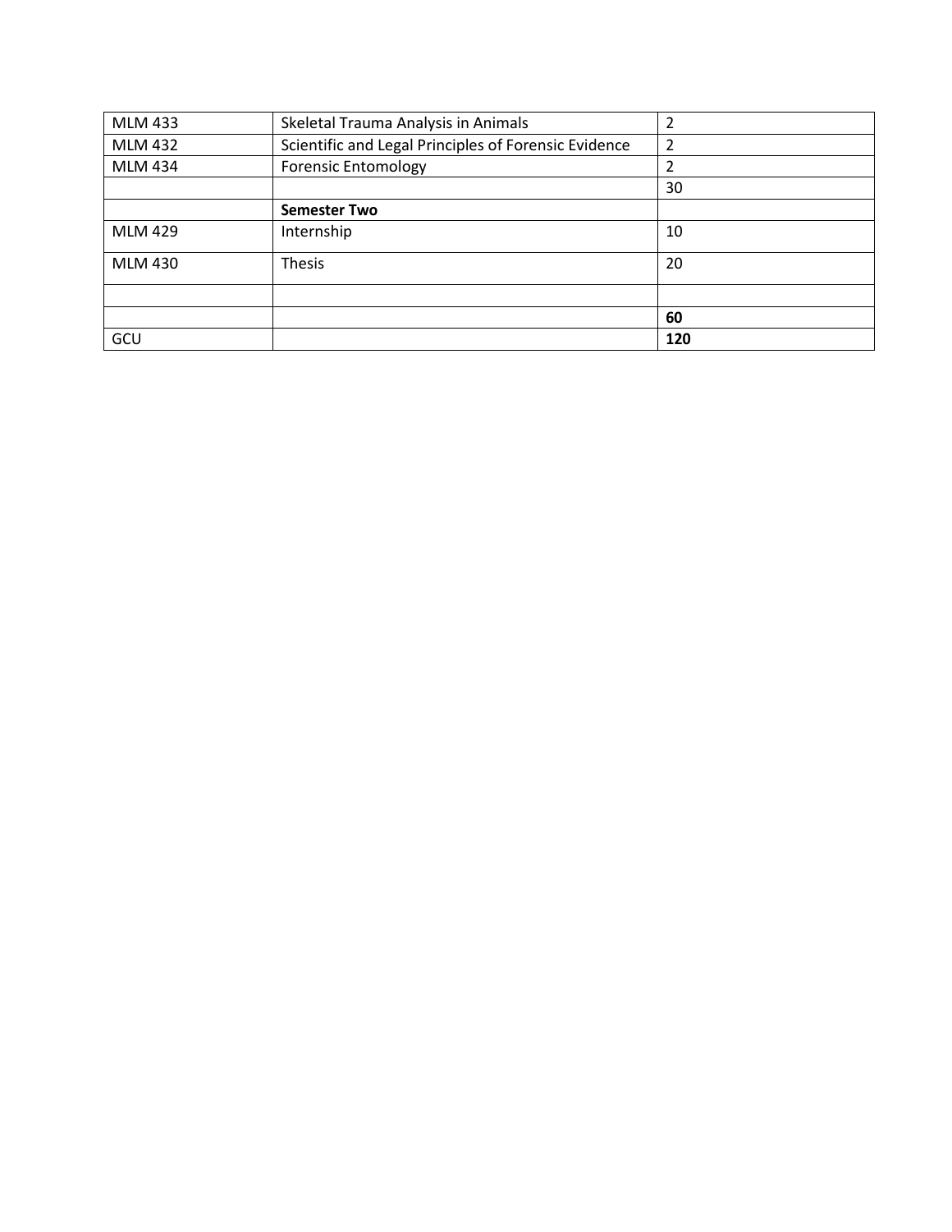| | | |
|---|---|---|
| MLM 433 | Skeletal Trauma Analysis in Animals | 2 |
| MLM 432 | Scientific and Legal Principles of Forensic Evidence | 2 |
| MLM 434 | Forensic Entomology | 2 |
| | | 30 |
| | **Semester Two** | |
| MLM 429 | Internship | 10 |
| MLM 430 | Thesis | 20 |
| | | |
| | | **60** |
| GCU | | **120** |